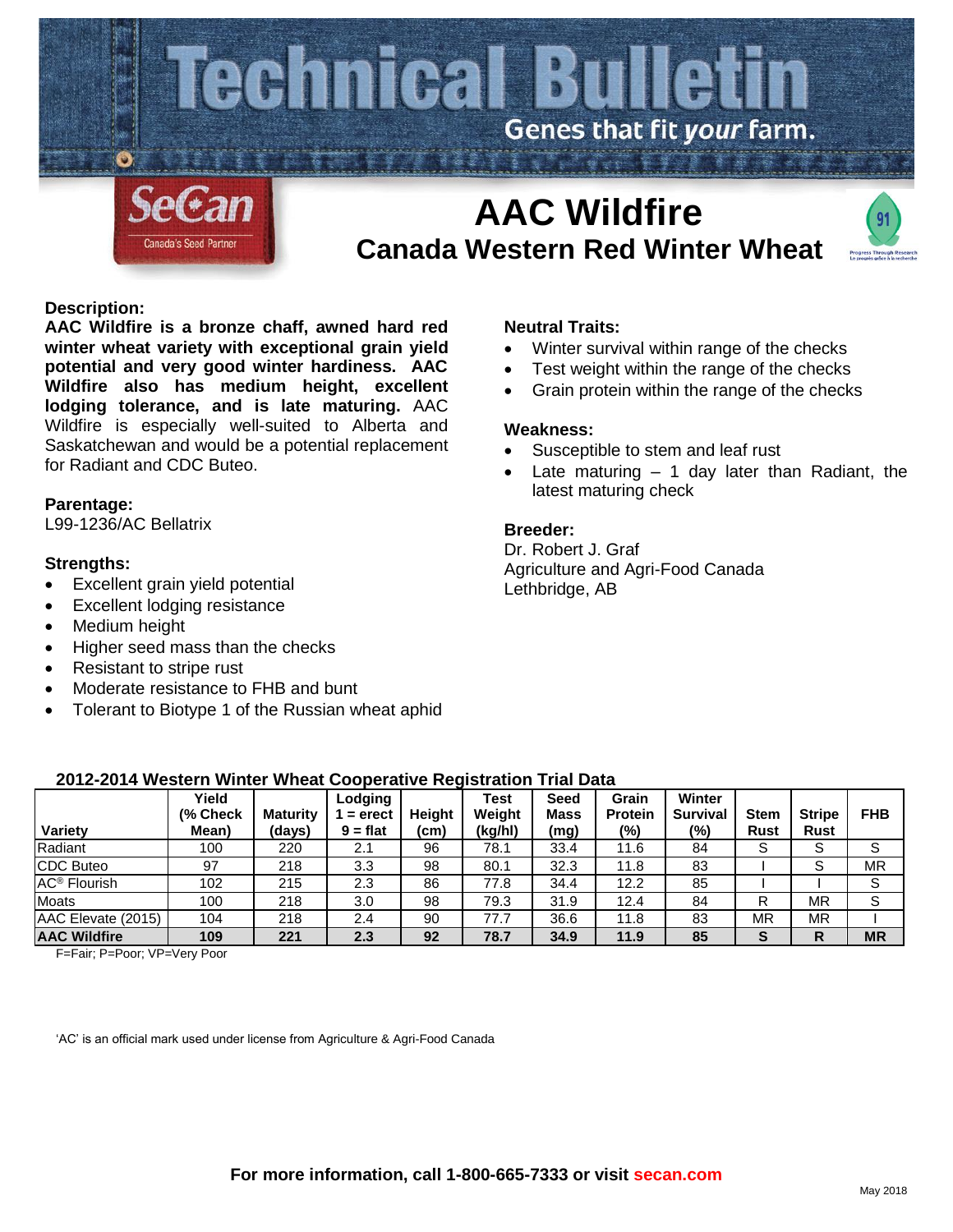# Technical Bulletin

Genes that fit *your* farm.

SeCan — Canada's Seed Partner

# AAC Wildfire

## Canada Western Red Winter Wheat

### Description:

**AAC Wildfire is a bronze chaff, awned hard red winter wheat variety with exceptional grain yield potential and very good winter hardiness. AAC Wildfire also has medium height, excellent lodging tolerance, and is late maturing.** AAC Wildfire is especially well-suited to Alberta and Saskatchewan and would be a potential replacement for Radiant and CDC Buteo.

### Parentage:

L99-1236/AC Bellatrix

### Strengths:

- Excellent grain yield potential
- Excellent lodging resistance
- Medium height
- Higher seed mass than the checks
- Resistant to stripe rust
- Moderate resistance to FHB and bunt
- Tolerant to Biotype 1 of the Russian wheat aphid

### Neutral Traits:

- Winter survival within range of the checks
- Test weight within the range of the checks
- Grain protein within the range of the checks

### Weakness:

- Susceptible to stem and leaf rust
- Late maturing – 1 day later than Radiant, the latest maturing check

### Breeder:

Dr. Robert J. Graf
Agriculture and Agri-Food Canada
Lethbridge, AB

### 2012-2014 Western Winter Wheat Cooperative Registration Trial Data

| Variety | Yield (% Check Mean) | Maturity (days) | Lodging 1 = erect 9 = flat | Height (cm) | Test Weight (kg/hl) | Seed Mass (mg) | Grain Protein (%) | Winter Survival (%) | Stem Rust | Stripe Rust | FHB |
|---|---|---|---|---|---|---|---|---|---|---|---|
| Radiant | 100 | 220 | 2.1 | 96 | 78.1 | 33.4 | 11.6 | 84 | S | S | S |
| CDC Buteo | 97 | 218 | 3.3 | 98 | 80.1 | 32.3 | 11.8 | 83 | I | S | MR |
| AC® Flourish | 102 | 215 | 2.3 | 86 | 77.8 | 34.4 | 12.2 | 85 | I | I | S |
| Moats | 100 | 218 | 3.0 | 98 | 79.3 | 31.9 | 12.4 | 84 | R | MR | S |
| AAC Elevate (2015) | 104 | 218 | 2.4 | 90 | 77.7 | 36.6 | 11.8 | 83 | MR | MR | I |
| **AAC Wildfire** | **109** | **221** | **2.3** | **92** | **78.7** | **34.9** | **11.9** | **85** | **S** | **R** | **MR** |

F=Fair; P=Poor; VP=Very Poor

'AC' is an official mark used under license from Agriculture & Agri-Food Canada

**For more information, call 1-800-665-7333 or visit secan.com**

May 2018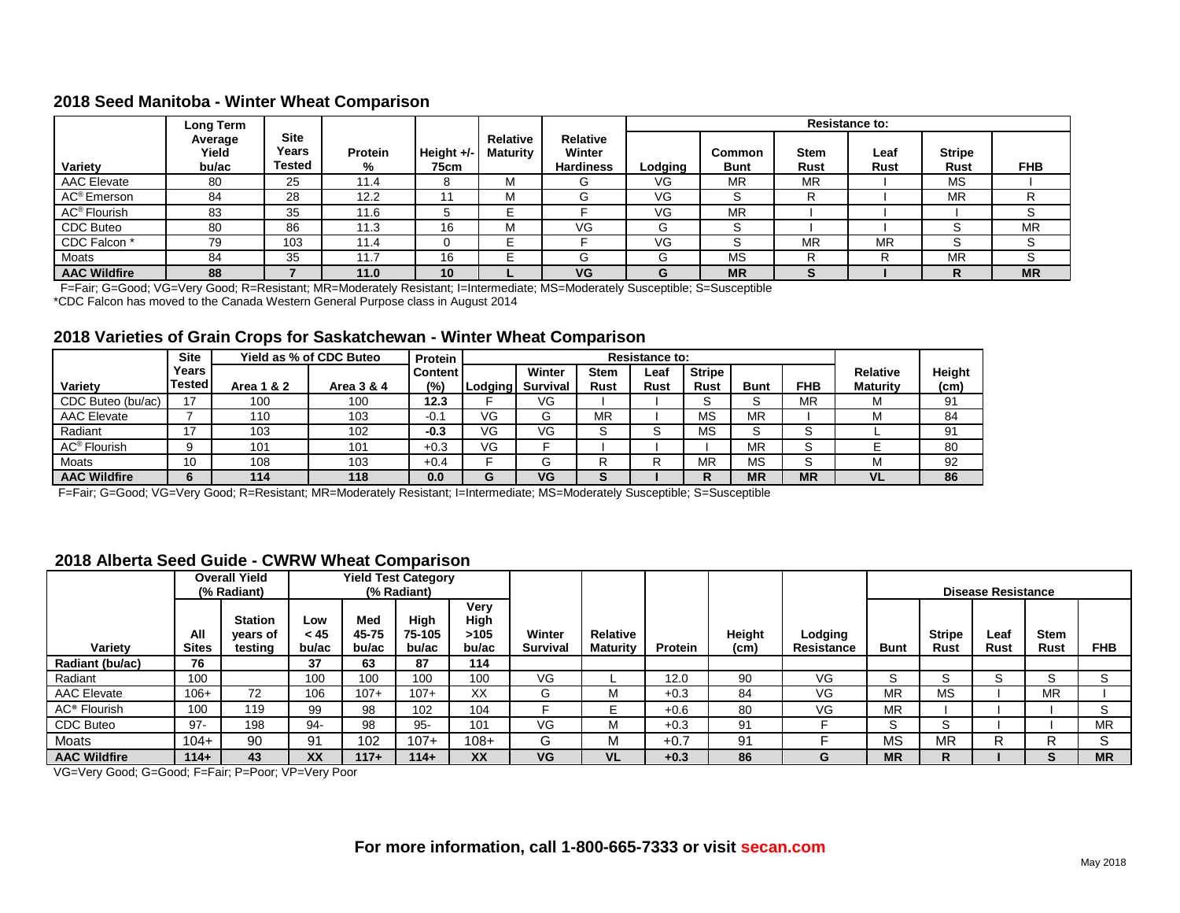## 2018 Seed Manitoba - Winter Wheat Comparison

| Variety | Long Term Average Yield bu/ac | Site Years Tested | Protein % | Height +/- 75cm | Relative Maturity | Relative Winter Hardiness | Resistance to: Lodging | Common Bunt | Stem Rust | Leaf Rust | Stripe Rust | FHB |
|---|---|---|---|---|---|---|---|---|---|---|---|---|
| AAC Elevate | 80 | 25 | 11.4 | 8 | M | G | VG | MR | MR | I | MS | I |
| AC® Emerson | 84 | 28 | 12.2 | 11 | M | G | VG | S | R | I | MR | R |
| AC® Flourish | 83 | 35 | 11.6 | 5 | E | F | VG | MR | I | I | I | S |
| CDC Buteo | 80 | 86 | 11.3 | 16 | M | VG | G | S | I | I | S | MR |
| CDC Falcon * | 79 | 103 | 11.4 | 0 | E | F | VG | S | MR | MR | S | S |
| Moats | 84 | 35 | 11.7 | 16 | E | G | G | MS | R | R | MR | S |
| **AAC Wildfire** | **88** | **7** | **11.0** | **10** | **L** | **VG** | **G** | **MR** | **S** | **I** | **R** | **MR** |

F=Fair; G=Good; VG=Very Good; R=Resistant; MR=Moderately Resistant; I=Intermediate; MS=Moderately Susceptible; S=Susceptible
*CDC Falcon has moved to the Canada Western General Purpose class in August 2014

## 2018 Varieties of Grain Crops for Saskatchewan - Winter Wheat Comparison

| Variety | Site Years Tested | Yield as % of CDC Buteo: Area 1 & 2 | Area 3 & 4 | Protein Content (%) | Resistance to: Lodging | Winter Survival | Stem Rust | Leaf Rust | Stripe Rust | Bunt | FHB | Relative Maturity | Height (cm) |
|---|---|---|---|---|---|---|---|---|---|---|---|---|---|
| CDC Buteo (bu/ac) | 17 | 100 | 100 | 12.3 | F | VG | I | I | S | S | MR | M | 91 |
| AAC Elevate | 7 | 110 | 103 | -0.1 | VG | G | MR | I | MS | MR | I | M | 84 |
| Radiant | 17 | 103 | 102 | -0.3 | VG | VG | S | S | MS | S | S | L | 91 |
| AC® Flourish | 9 | 101 | 101 | +0.3 | VG | F | I | I | I | MR | S | E | 80 |
| Moats | 10 | 108 | 103 | +0.4 | F | G | R | R | MR | MS | S | M | 92 |
| **AAC Wildfire** | **6** | **114** | **118** | **0.0** | **G** | **VG** | **S** | **I** | **R** | **MR** | **MR** | **VL** | **86** |

F=Fair; G=Good; VG=Very Good; R=Resistant; MR=Moderately Resistant; I=Intermediate; MS=Moderately Susceptible; S=Susceptible

## 2018 Alberta Seed Guide - CWRW Wheat Comparison

| Variety | Overall Yield (% Radiant): All Sites | Station years of testing | Yield Test Category (% Radiant): Low < 45 bu/ac | Med 45-75 bu/ac | High 75-105 bu/ac | Very High >105 bu/ac | Winter Survival | Relative Maturity | Protein | Height (cm) | Lodging Resistance | Disease Resistance: Bunt | Stripe Rust | Leaf Rust | Stem Rust | FHB |
|---|---|---|---|---|---|---|---|---|---|---|---|---|---|---|---|---|
| **Radiant (bu/ac)** | **76** | | **37** | **63** | **87** | **114** | | | | | | | | | | |
| Radiant | 100 | | 100 | 100 | 100 | 100 | VG | L | 12.0 | 90 | VG | S | S | S | S | S |
| AAC Elevate | 106+ | 72 | 106 | 107+ | 107+ | XX | G | M | +0.3 | 84 | VG | MR | MS | I | MR | I |
| AC® Flourish | 100 | 119 | 99 | 98 | 102 | 104 | F | E | +0.6 | 80 | VG | MR | I | I | I | S |
| CDC Buteo | 97- | 198 | 94- | 98 | 95- | 101 | VG | M | +0.3 | 91 | F | S | S | I | I | MR |
| Moats | 104+ | 90 | 91 | 102 | 107+ | 108+ | G | M | +0.7 | 91 | F | MS | MR | R | R | S |
| **AAC Wildfire** | **114+** | **43** | **XX** | **117+** | **114+** | **XX** | **VG** | **VL** | **+0.3** | **86** | **G** | **MR** | **R** | **I** | **S** | **MR** |

VG=Very Good; G=Good; F=Fair; P=Poor; VP=Very Poor

**For more information, call 1-800-665-7333 or visit secan.com**

May 2018